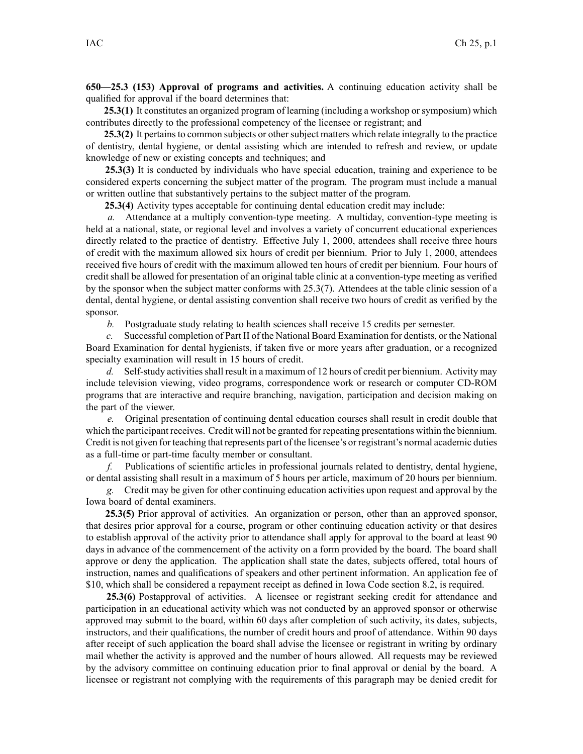**650—25.3 (153) Approval of programs and activities.** A continuing education activity shall be qualified for approval if the board determines that:

**25.3(1)** It constitutes an organized program of learning (including a workshop or symposium) which contributes directly to the professional competency of the licensee or registrant; and

**25.3(2)** It pertains to common subjects or other subject matters which relate integrally to the practice of dentistry, dental hygiene, or dental assisting which are intended to refresh and review, or update knowledge of new or existing concepts and techniques; and

**25.3(3)** It is conducted by individuals who have special education, training and experience to be considered experts concerning the subject matter of the program. The program must include a manual or written outline that substantively pertains to the subject matter of the program.

**25.3(4)** Activity types acceptable for continuing dental education credit may include:

*a.* Attendance at a multiply convention-type meeting. A multiday, convention-type meeting is held at a national, state, or regional level and involves a variety of concurrent educational experiences directly related to the practice of dentistry. Effective July 1, 2000, attendees shall receive three hours of credit with the maximum allowed six hours of credit per biennium. Prior to July 1, 2000, attendees received five hours of credit with the maximum allowed ten hours of credit per biennium. Four hours of credit shall be allowed for presentation of an original table clinic at a convention-type meeting as verified by the sponsor when the subject matter conforms with 25.3(7). Attendees at the table clinic session of a dental, dental hygiene, or dental assisting convention shall receive two hours of credit as verified by the sponsor.

*b.* Postgraduate study relating to health sciences shall receive 15 credits per semester.

*c.* Successful completion of Part II of the National Board Examination for dentists, or the National Board Examination for dental hygienists, if taken five or more years after graduation, or a recognized specialty examination will result in 15 hours of credit.

*d.* Self-study activities shall result in a maximum of 12 hours of credit per biennium. Activity may include television viewing, video programs, correspondence work or research or computer CD-ROM programs that are interactive and require branching, navigation, participation and decision making on the part of the viewer.

*e.* Original presentation of continuing dental education courses shall result in credit double that which the participant receives. Credit will not be granted for repeating presentations within the biennium. Credit is not given for teaching that represents part of the licensee's or registrant's normal academic duties as a full-time or part-time faculty member or consultant.

*f.* Publications of scientific articles in professional journals related to dentistry, dental hygiene, or dental assisting shall result in a maximum of 5 hours per article, maximum of 20 hours per biennium.

*g.* Credit may be given for other continuing education activities upon request and approval by the Iowa board of dental examiners.

**25.3(5)** Prior approval of activities. An organization or person, other than an approved sponsor, that desires prior approval for a course, program or other continuing education activity or that desires to establish approval of the activity prior to attendance shall apply for approval to the board at least 90 days in advance of the commencement of the activity on a form provided by the board. The board shall approve or deny the application. The application shall state the dates, subjects offered, total hours of instruction, names and qualifications of speakers and other pertinent information. An application fee of $10, which shall be considered a repayment receipt as defined in Iowa Code section 8.2, is required.

**25.3(6)** Postapproval of activities. A licensee or registrant seeking credit for attendance and participation in an educational activity which was not conducted by an approved sponsor or otherwise approved may submit to the board, within 60 days after completion of such activity, its dates, subjects, instructors, and their qualifications, the number of credit hours and proof of attendance. Within 90 days after receipt of such application the board shall advise the licensee or registrant in writing by ordinary mail whether the activity is approved and the number of hours allowed. All requests may be reviewed by the advisory committee on continuing education prior to final approval or denial by the board. A licensee or registrant not complying with the requirements of this paragraph may be denied credit for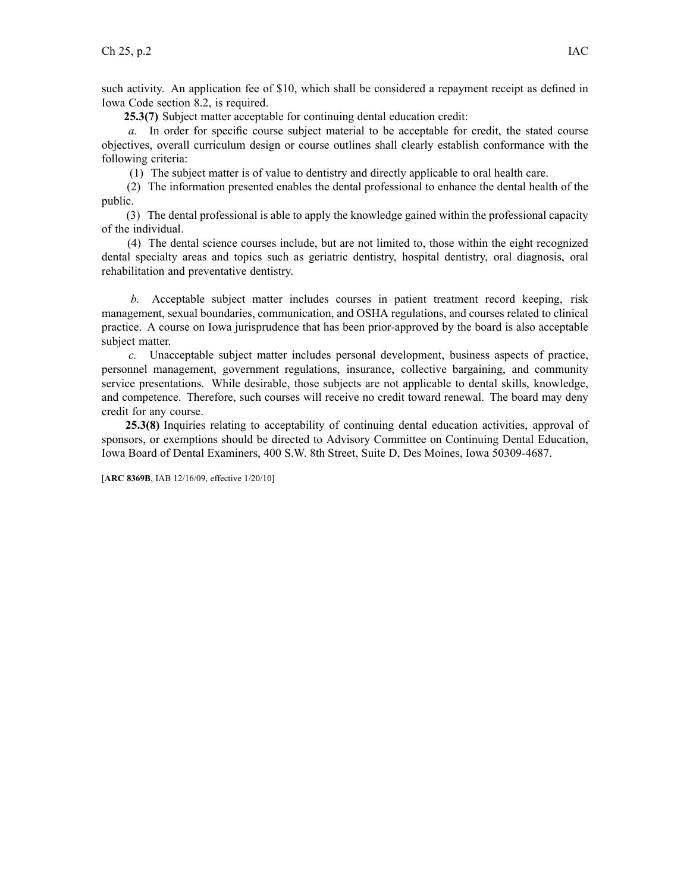such activity. An application fee of $10, which shall be considered a repayment receipt as defined in Iowa Code section 8.2, is required.

**25.3(7)** Subject matter acceptable for continuing dental education credit:

*a.* In order for specific course subject material to be acceptable for credit, the stated course objectives, overall curriculum design or course outlines shall clearly establish conformance with the following criteria:

(1) The subject matter is of value to dentistry and directly applicable to oral health care.

(2) The information presented enables the dental professional to enhance the dental health of the public.

(3) The dental professional is able to apply the knowledge gained within the professional capacity of the individual.

(4) The dental science courses include, but are not limited to, those within the eight recognized dental specialty areas and topics such as geriatric dentistry, hospital dentistry, oral diagnosis, oral rehabilitation and preventative dentistry.

*b.* Acceptable subject matter includes courses in patient treatment record keeping, risk management, sexual boundaries, communication, and OSHA regulations, and courses related to clinical practice. A course on Iowa jurisprudence that has been prior-approved by the board is also acceptable subject matter.

*c.* Unacceptable subject matter includes personal development, business aspects of practice, personnel management, government regulations, insurance, collective bargaining, and community service presentations. While desirable, those subjects are not applicable to dental skills, knowledge, and competence. Therefore, such courses will receive no credit toward renewal. The board may deny credit for any course.

**25.3(8)** Inquiries relating to acceptability of continuing dental education activities, approval of sponsors, or exemptions should be directed to Advisory Committee on Continuing Dental Education, Iowa Board of Dental Examiners, 400 S.W. 8th Street, Suite D, Des Moines, Iowa 50309-4687.

[**ARC 8369B**, IAB 12/16/09, effective 1/20/10]